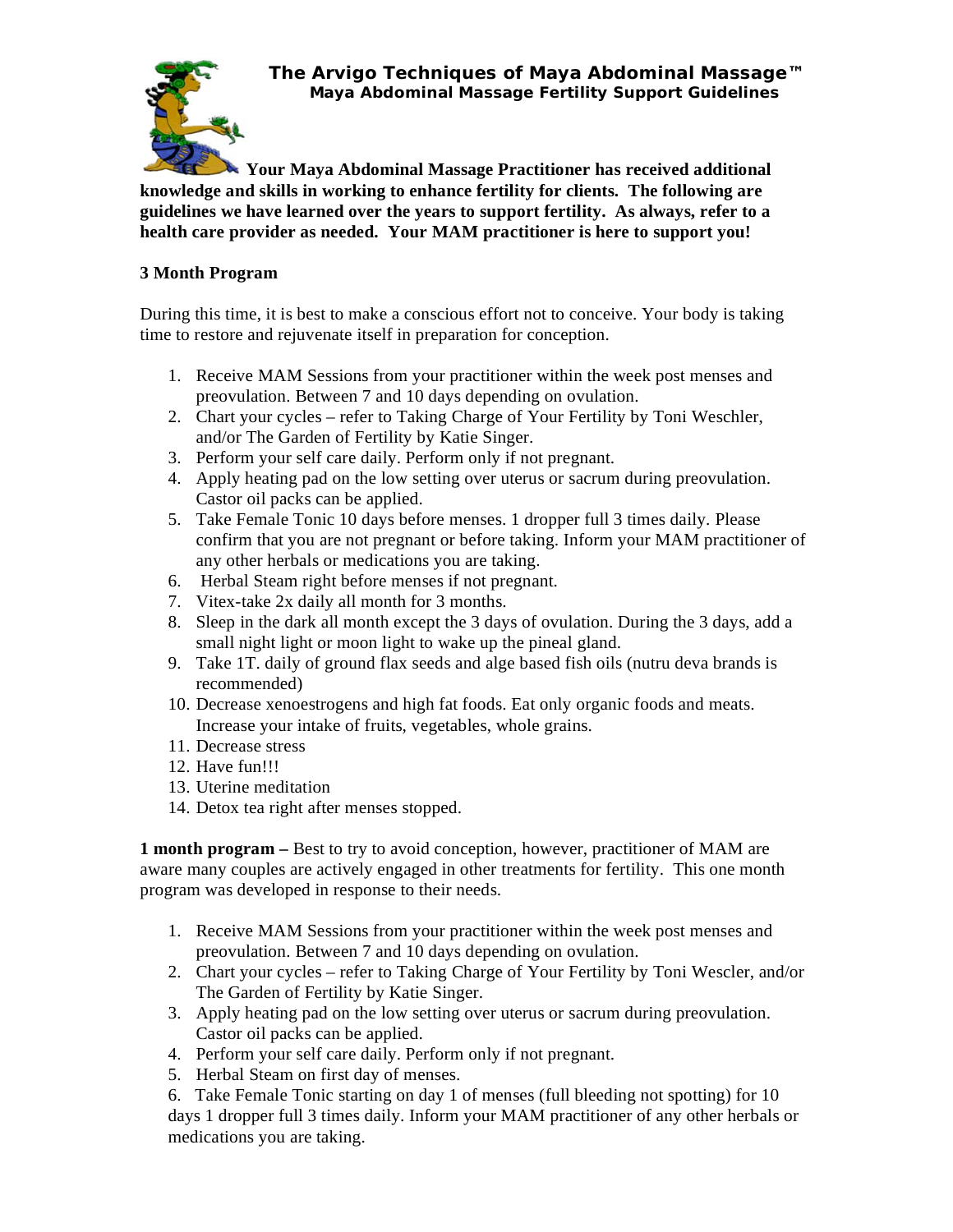# The Arvigo Techniques of Maya Abdominal Massage™

## Maya Abdominal Massage Fertility Support Guidelines

**Your Maya Abdominal Massage Practitioner has received additional knowledge and skills in working to enhance fertility for clients. The following are guidelines we have learned over the years to support fertility. As always, refer to a health care provider as needed. Your MAM practitioner is here to support you!**

**3 Month Program**

During this time, it is best to make a conscious effort not to conceive. Your body is taking time to restore and rejuvenate itself in preparation for conception.

1. Receive MAM Sessions from your practitioner within the week post menses and preovulation. Between 7 and 10 days depending on ovulation.
2. Chart your cycles – refer to Taking Charge of Your Fertility by Toni Weschler, and/or The Garden of Fertility by Katie Singer.
3. Perform your self care daily. Perform only if not pregnant.
4. Apply heating pad on the low setting over uterus or sacrum during preovulation. Castor oil packs can be applied.
5. Take Female Tonic 10 days before menses. 1 dropper full 3 times daily. Please confirm that you are not pregnant or before taking. Inform your MAM practitioner of any other herbals or medications you are taking.
6. Herbal Steam right before menses if not pregnant.
7. Vitex-take 2x daily all month for 3 months.
8. Sleep in the dark all month except the 3 days of ovulation. During the 3 days, add a small night light or moon light to wake up the pineal gland.
9. Take 1T. daily of ground flax seeds and alge based fish oils (nutru deva brands is recommended)
10. Decrease xenoestrogens and high fat foods. Eat only organic foods and meats. Increase your intake of fruits, vegetables, whole grains.
11. Decrease stress
12. Have fun!!!
13. Uterine meditation
14. Detox tea right after menses stopped.

**1 month program –** Best to try to avoid conception, however, practitioner of MAM are aware many couples are actively engaged in other treatments for fertility. This one month program was developed in response to their needs.

1. Receive MAM Sessions from your practitioner within the week post menses and preovulation. Between 7 and 10 days depending on ovulation.
2. Chart your cycles – refer to Taking Charge of Your Fertility by Toni Wescler, and/or The Garden of Fertility by Katie Singer.
3. Apply heating pad on the low setting over uterus or sacrum during preovulation. Castor oil packs can be applied.
4. Perform your self care daily. Perform only if not pregnant.
5. Herbal Steam on first day of menses.
6. Take Female Tonic starting on day 1 of menses (full bleeding not spotting) for 10 days 1 dropper full 3 times daily. Inform your MAM practitioner of any other herbals or medications you are taking.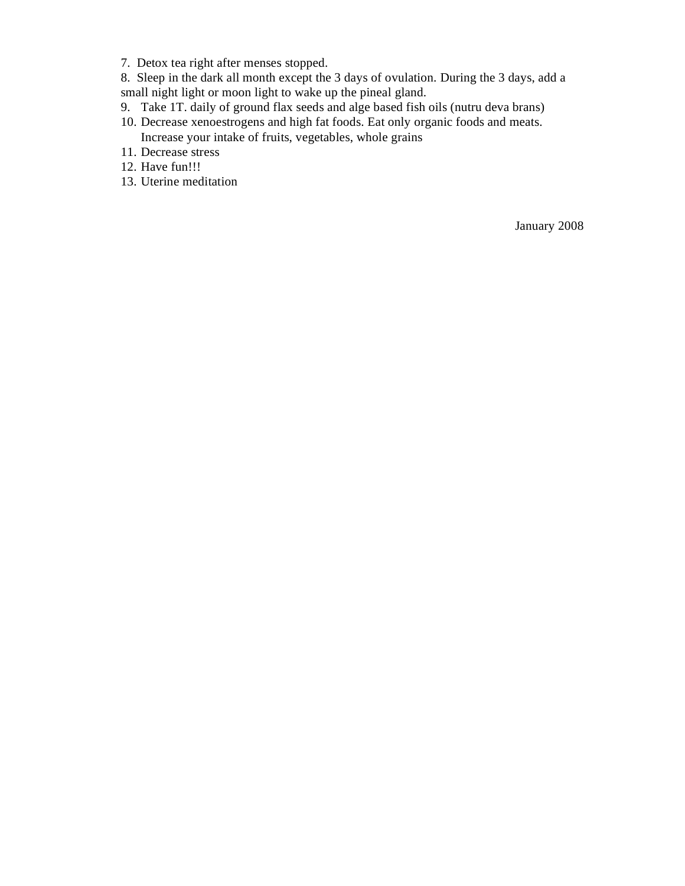7. Detox tea right after menses stopped.
8. Sleep in the dark all month except the 3 days of ovulation. During the 3 days, add a small night light or moon light to wake up the pineal gland.
9. Take 1T. daily of ground flax seeds and alge based fish oils (nutru deva brans)
10. Decrease xenoestrogens and high fat foods. Eat only organic foods and meats. Increase your intake of fruits, vegetables, whole grains
11. Decrease stress
12. Have fun!!!
13. Uterine meditation

January 2008